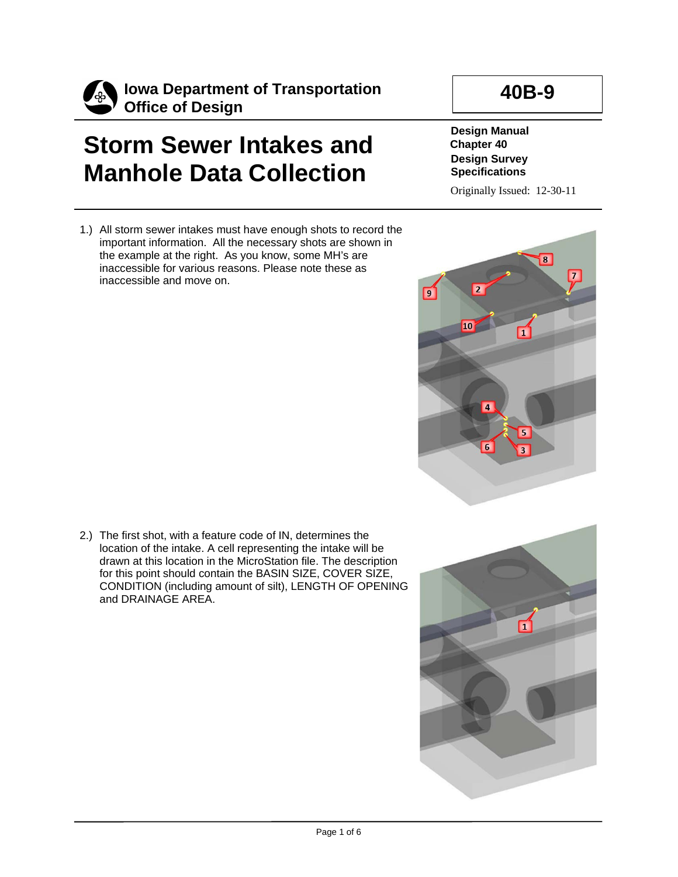**Iowa Department of Transportation**
**Office of Design**

**40B-9**

# Storm Sewer Intakes and Manhole Data Collection

**Design Manual**
**Chapter 40**
**Design Survey Specifications**

Originally Issued: 12-30-11

1.) All storm sewer intakes must have enough shots to record the important information. All the necessary shots are shown in the example at the right. As you know, some MH's are inaccessible for various reasons. Please note these as inaccessible and move on.

2.) The first shot, with a feature code of IN, determines the location of the intake. A cell representing the intake will be drawn at this location in the MicroStation file. The description for this point should contain the BASIN SIZE, COVER SIZE, CONDITION (including amount of silt), LENGTH OF OPENING and DRAINAGE AREA.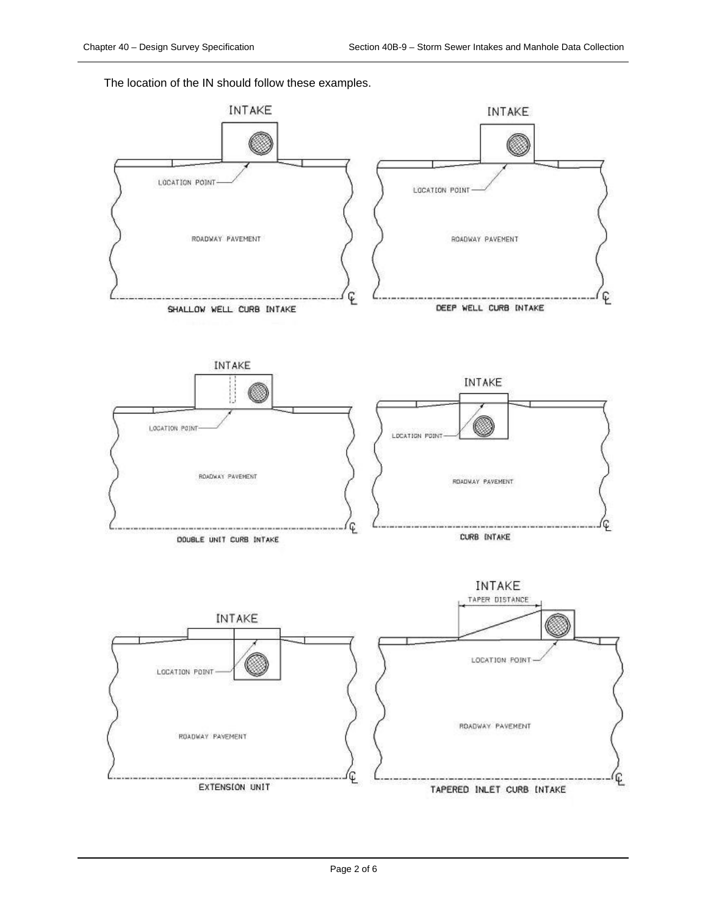The location of the IN should follow these examples.

INTAKE

LOCATION POINT

ROADWAY PAVEMENT

SHALLOW WELL CURB INTAKE

INTAKE

LOCATION POINT

ROADWAY PAVEMENT

DEEP WELL CURB INTAKE

INTAKE

LOCATION POINT

ROADWAY PAVEMENT

DOUBLE UNIT CURB INTAKE

INTAKE

LOCATION POINT

ROADWAY PAVEMENT

CURB INTAKE

INTAKE

LOCATION POINT

ROADWAY PAVEMENT

EXTENSION UNIT

INTAKE

TAPER DISTANCE

LOCATION POINT

ROADWAY PAVEMENT

TAPERED INLET CURB INTAKE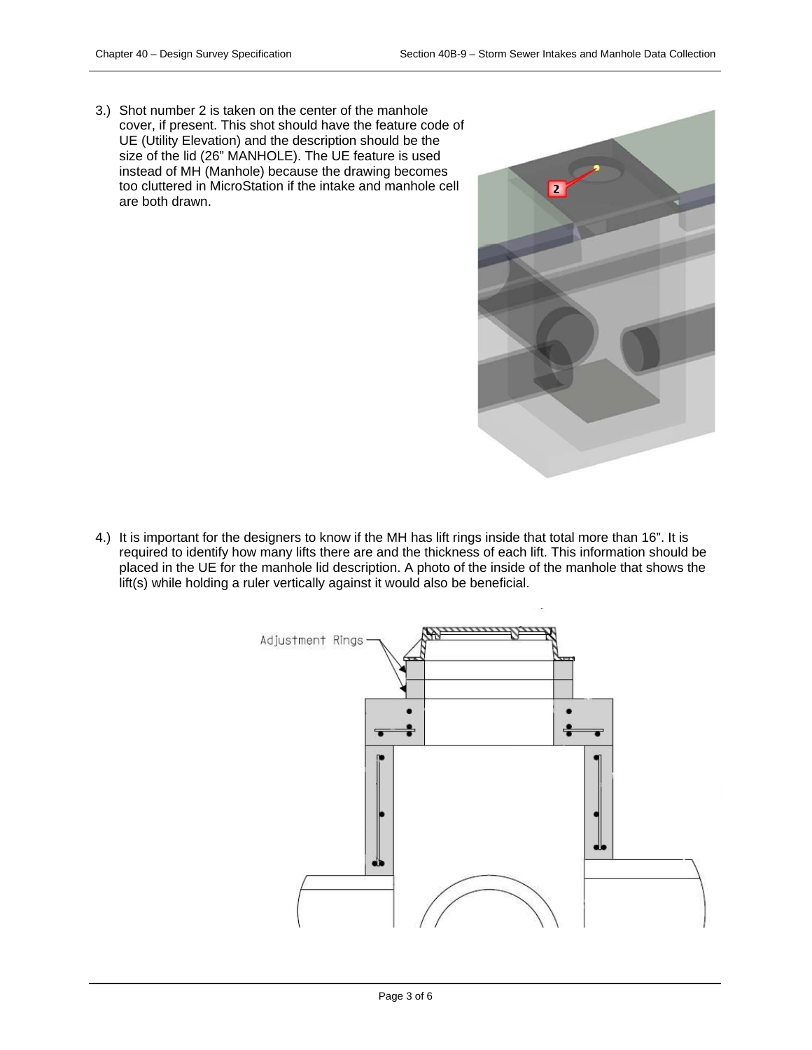3.) Shot number 2 is taken on the center of the manhole cover, if present. This shot should have the feature code of UE (Utility Elevation) and the description should be the size of the lid (26” MANHOLE). The UE feature is used instead of MH (Manhole) because the drawing becomes too cluttered in MicroStation if the intake and manhole cell are both drawn.

4.) It is important for the designers to know if the MH has lift rings inside that total more than 16”. It is required to identify how many lifts there are and the thickness of each lift. This information should be placed in the UE for the manhole lid description. A photo of the inside of the manhole that shows the lift(s) while holding a ruler vertically against it would also be beneficial.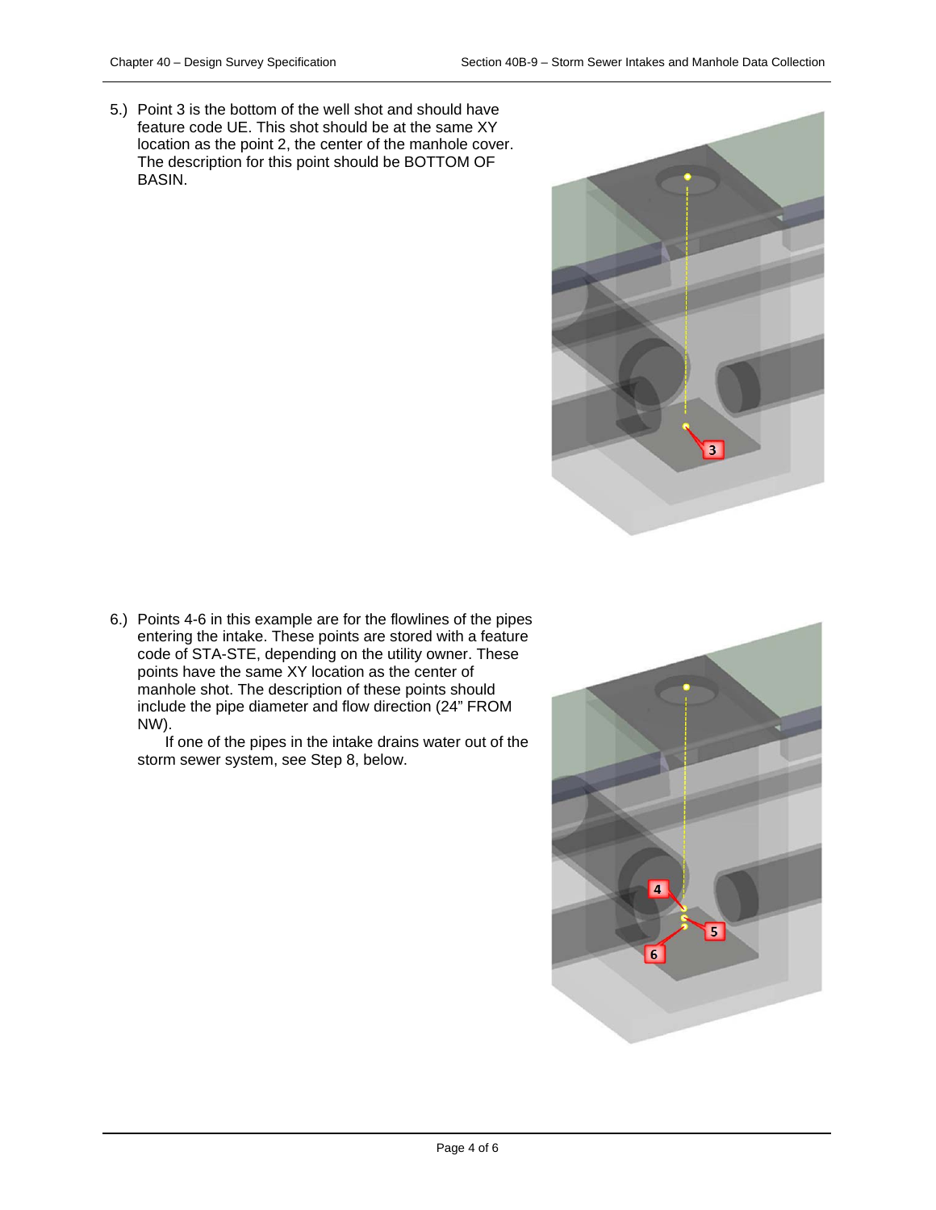5.) Point 3 is the bottom of the well shot and should have feature code UE. This shot should be at the same XY location as the point 2, the center of the manhole cover. The description for this point should be BOTTOM OF BASIN.

6.) Points 4-6 in this example are for the flowlines of the pipes entering the intake. These points are stored with a feature code of STA-STE, depending on the utility owner. These points have the same XY location as the center of manhole shot. The description of these points should include the pipe diameter and flow direction (24" FROM NW).

If one of the pipes in the intake drains water out of the storm sewer system, see Step 8, below.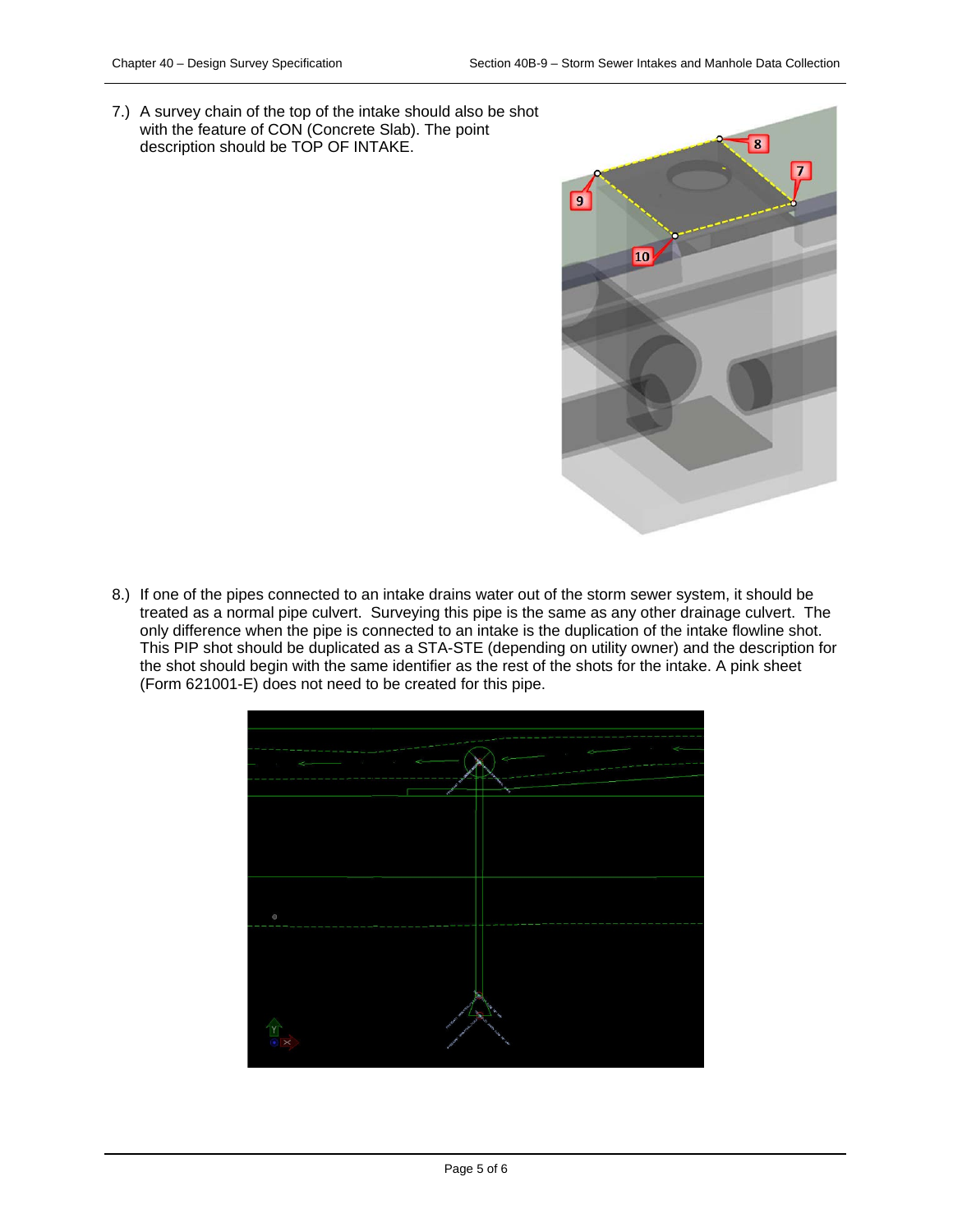7.) A survey chain of the top of the intake should also be shot with the feature of CON (Concrete Slab). The point description should be TOP OF INTAKE.

8.) If one of the pipes connected to an intake drains water out of the storm sewer system, it should be treated as a normal pipe culvert. Surveying this pipe is the same as any other drainage culvert. The only difference when the pipe is connected to an intake is the duplication of the intake flowline shot. This PIP shot should be duplicated as a STA-STE (depending on utility owner) and the description for the shot should begin with the same identifier as the rest of the shots for the intake. A pink sheet (Form 621001-E) does not need to be created for this pipe.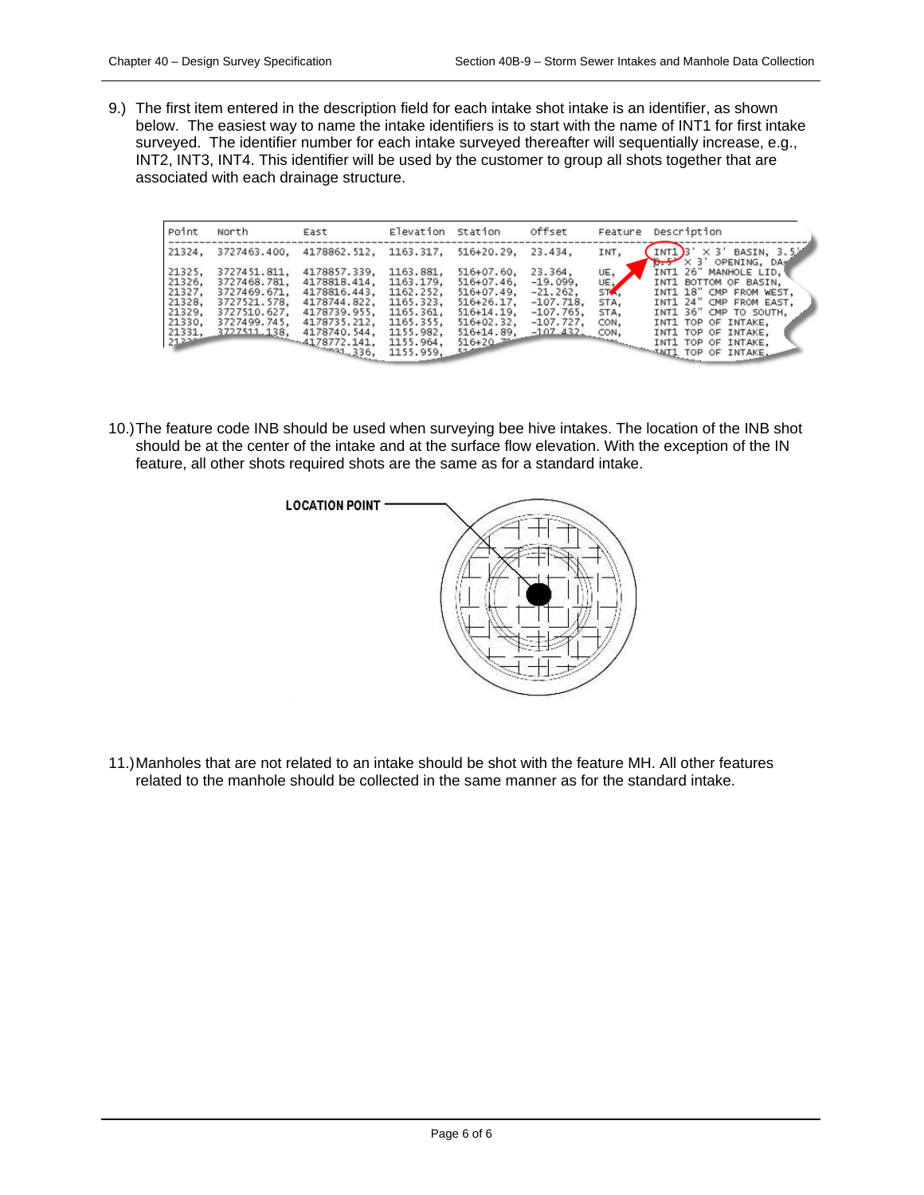9.) The first item entered in the description field for each intake shot intake is an identifier, as shown below. The easiest way to name the intake identifiers is to start with the name of INT1 for first intake surveyed. The identifier number for each intake surveyed thereafter will sequentially increase, e.g., INT2, INT3, INT4. This identifier will be used by the customer to group all shots together that are associated with each drainage structure.

| Point | North | East | Elevation | Station | Offset | Feature | Description |
|---|---|---|---|---|---|---|---|
| 21324, | 3727463.400, | 4178862.512, | 1163.317, | 516+20.29, | 23.434, | INT, | INT1 3' × 3' BASIN, 3.5' × 3' OPENING, DA |
| 21325, | 3727451.811, | 4178857.339, | 1163.881, | 516+07.60, | 23.364, | UE, | INT1 26" MANHOLE LID, |
| 21326, | 3727468.781, | 4178818.414, | 1163.179, | 516+07.46, | -19.099, | UE, | INT1 BOTTOM OF BASIN, |
| 21327, | 3727469.671, | 4178816.443, | 1162.252, | 516+07.49, | -21.262, | STA, | INT1 18" CMP FROM WEST, |
| 21328, | 3727521.578, | 4178744.822, | 1165.323, | 516+26.17, | -107.718, | STA, | INT1 24" CMP FROM EAST, |
| 21329, | 3727510.627, | 4178739.955, | 1165.361, | 516+14.19, | -107.765, | STA, | INT1 36" CMP TO SOUTH, |
| 21330, | 3727499.745, | 4178735.212, | 1165.355, | 516+02.32, | -107.727, | CON, | INT1 TOP OF INTAKE, |
| 21331, | 3727511.138, | 4178740.544, | 1155.982, | 516+14.89, | -107.432, | CON, | INT1 TOP OF INTAKE, |
| 2133 | | 4178772.141, | 1155.964, | 516+20.7 | | | INT1 TOP OF INTAKE, |
| | | ...336, | 1155.959, | | | | INT1 TOP OF INTAKE, |

10.) The feature code INB should be used when surveying bee hive intakes. The location of the INB shot should be at the center of the intake and at the surface flow elevation. With the exception of the IN feature, all other shots required shots are the same as for a standard intake.

LOCATION POINT

11.) Manholes that are not related to an intake should be shot with the feature MH. All other features related to the manhole should be collected in the same manner as for the standard intake.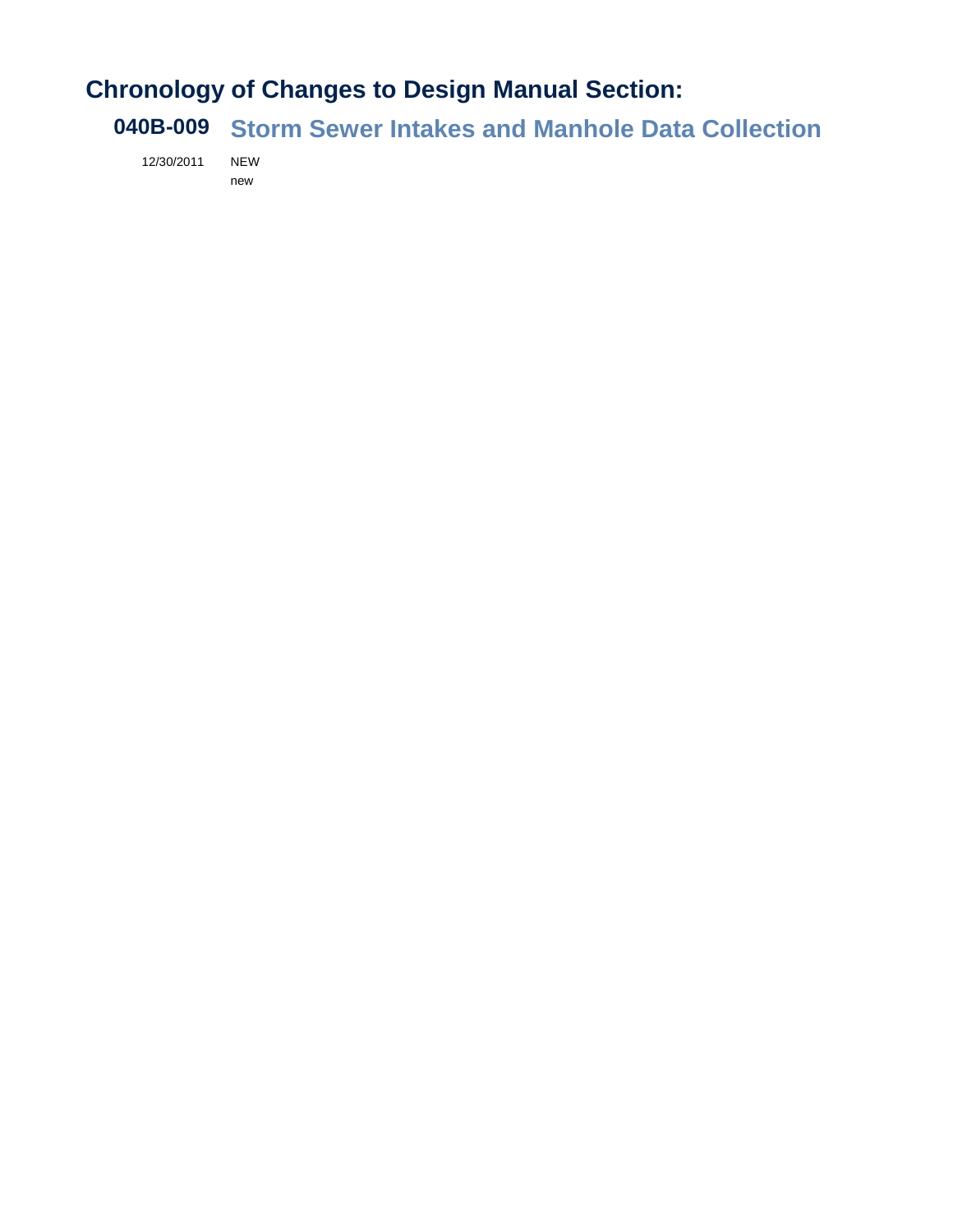# Chronology of Changes to Design Manual Section:

## 040B-009 Storm Sewer Intakes and Manhole Data Collection

12/30/2011 NEW

new